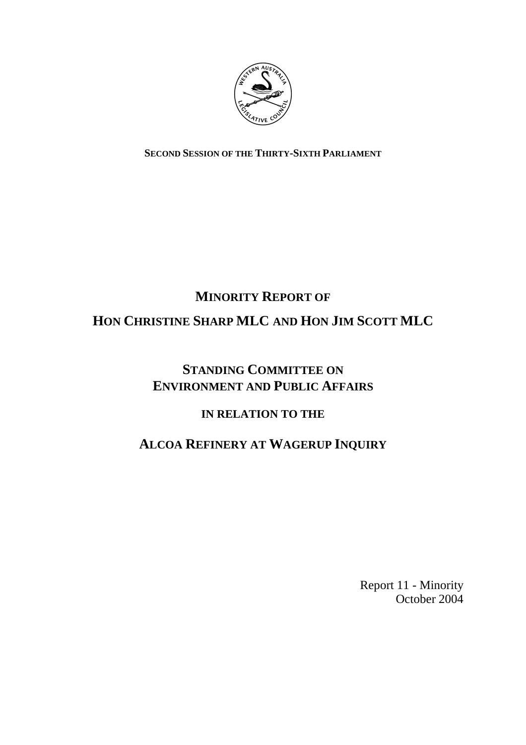**SECOND SESSION OF THE THIRTY-SIXTH PARLIAMENT**

# MINORITY REPORT OF

# HON CHRISTINE SHARP MLC AND HON JIM SCOTT MLC

## STANDING COMMITTEE ON ENVIRONMENT AND PUBLIC AFFAIRS

### IN RELATION TO THE

## ALCOA REFINERY AT WAGERUP INQUIRY

Report 11 - Minority
October 2004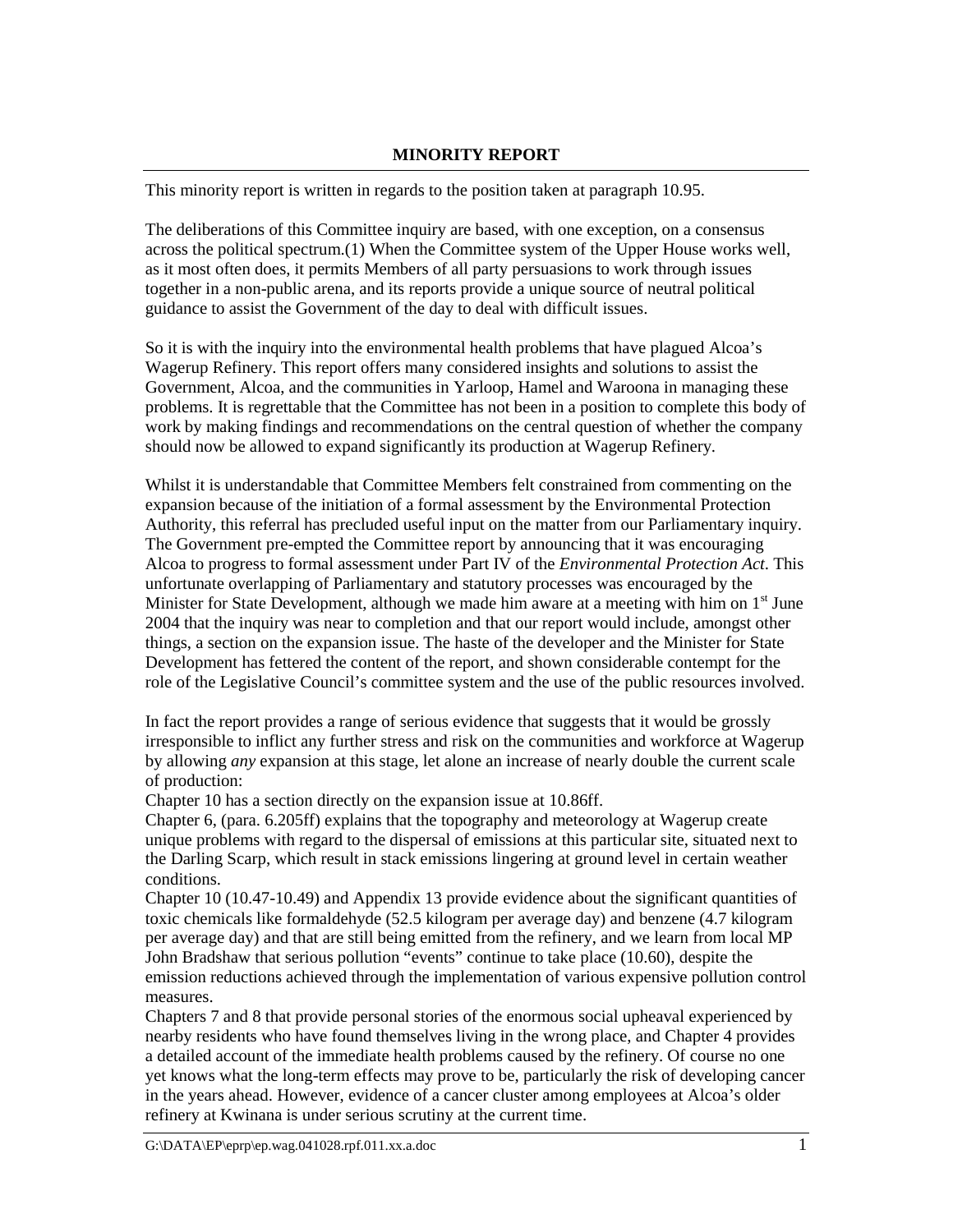## MINORITY REPORT

This minority report is written in regards to the position taken at paragraph 10.95.

The deliberations of this Committee inquiry are based, with one exception, on a consensus across the political spectrum.(1) When the Committee system of the Upper House works well, as it most often does, it permits Members of all party persuasions to work through issues together in a non-public arena, and its reports provide a unique source of neutral political guidance to assist the Government of the day to deal with difficult issues.

So it is with the inquiry into the environmental health problems that have plagued Alcoa's Wagerup Refinery. This report offers many considered insights and solutions to assist the Government, Alcoa, and the communities in Yarloop, Hamel and Waroona in managing these problems. It is regrettable that the Committee has not been in a position to complete this body of work by making findings and recommendations on the central question of whether the company should now be allowed to expand significantly its production at Wagerup Refinery.

Whilst it is understandable that Committee Members felt constrained from commenting on the expansion because of the initiation of a formal assessment by the Environmental Protection Authority, this referral has precluded useful input on the matter from our Parliamentary inquiry. The Government pre-empted the Committee report by announcing that it was encouraging Alcoa to progress to formal assessment under Part IV of the *Environmental Protection Act*. This unfortunate overlapping of Parliamentary and statutory processes was encouraged by the Minister for State Development, although we made him aware at a meeting with him on 1st June 2004 that the inquiry was near to completion and that our report would include, amongst other things, a section on the expansion issue. The haste of the developer and the Minister for State Development has fettered the content of the report, and shown considerable contempt for the role of the Legislative Council's committee system and the use of the public resources involved.

In fact the report provides a range of serious evidence that suggests that it would be grossly irresponsible to inflict any further stress and risk on the communities and workforce at Wagerup by allowing *any* expansion at this stage, let alone an increase of nearly double the current scale of production:

Chapter 10 has a section directly on the expansion issue at 10.86ff.

Chapter 6, (para. 6.205ff) explains that the topography and meteorology at Wagerup create unique problems with regard to the dispersal of emissions at this particular site, situated next to the Darling Scarp, which result in stack emissions lingering at ground level in certain weather conditions.

Chapter 10 (10.47-10.49) and Appendix 13 provide evidence about the significant quantities of toxic chemicals like formaldehyde (52.5 kilogram per average day) and benzene (4.7 kilogram per average day) and that are still being emitted from the refinery, and we learn from local MP John Bradshaw that serious pollution "events" continue to take place (10.60), despite the emission reductions achieved through the implementation of various expensive pollution control measures.

Chapters 7 and 8 that provide personal stories of the enormous social upheaval experienced by nearby residents who have found themselves living in the wrong place, and Chapter 4 provides a detailed account of the immediate health problems caused by the refinery. Of course no one yet knows what the long-term effects may prove to be, particularly the risk of developing cancer in the years ahead. However, evidence of a cancer cluster among employees at Alcoa's older refinery at Kwinana is under serious scrutiny at the current time.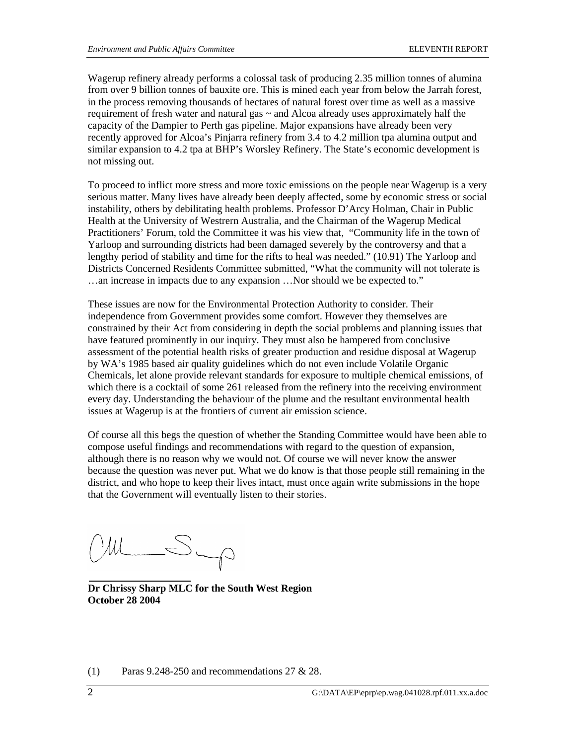Wagerup refinery already performs a colossal task of producing 2.35 million tonnes of alumina from over 9 billion tonnes of bauxite ore. This is mined each year from below the Jarrah forest, in the process removing thousands of hectares of natural forest over time as well as a massive requirement of fresh water and natural gas ~ and Alcoa already uses approximately half the capacity of the Dampier to Perth gas pipeline. Major expansions have already been very recently approved for Alcoa's Pinjarra refinery from 3.4 to 4.2 million tpa alumina output and similar expansion to 4.2 tpa at BHP's Worsley Refinery. The State's economic development is not missing out.

To proceed to inflict more stress and more toxic emissions on the people near Wagerup is a very serious matter. Many lives have already been deeply affected, some by economic stress or social instability, others by debilitating health problems. Professor D'Arcy Holman, Chair in Public Health at the University of Westrern Australia, and the Chairman of the Wagerup Medical Practitioners' Forum, told the Committee it was his view that, "Community life in the town of Yarloop and surrounding districts had been damaged severely by the controversy and that a lengthy period of stability and time for the rifts to heal was needed." (10.91) The Yarloop and Districts Concerned Residents Committee submitted, "What the community will not tolerate is …an increase in impacts due to any expansion …Nor should we be expected to."

These issues are now for the Environmental Protection Authority to consider. Their independence from Government provides some comfort. However they themselves are constrained by their Act from considering in depth the social problems and planning issues that have featured prominently in our inquiry. They must also be hampered from conclusive assessment of the potential health risks of greater production and residue disposal at Wagerup by WA's 1985 based air quality guidelines which do not even include Volatile Organic Chemicals, let alone provide relevant standards for exposure to multiple chemical emissions, of which there is a cocktail of some 261 released from the refinery into the receiving environment every day. Understanding the behaviour of the plume and the resultant environmental health issues at Wagerup is at the frontiers of current air emission science.

Of course all this begs the question of whether the Standing Committee would have been able to compose useful findings and recommendations with regard to the question of expansion, although there is no reason why we would not. Of course we will never know the answer because the question was never put. What we do know is that those people still remaining in the district, and who hope to keep their lives intact, must once again write submissions in the hope that the Government will eventually listen to their stories.

**Dr Chrissy Sharp MLC for the South West Region**
**October 28 2004**

(1) Paras 9.248-250 and recommendations 27 & 28.